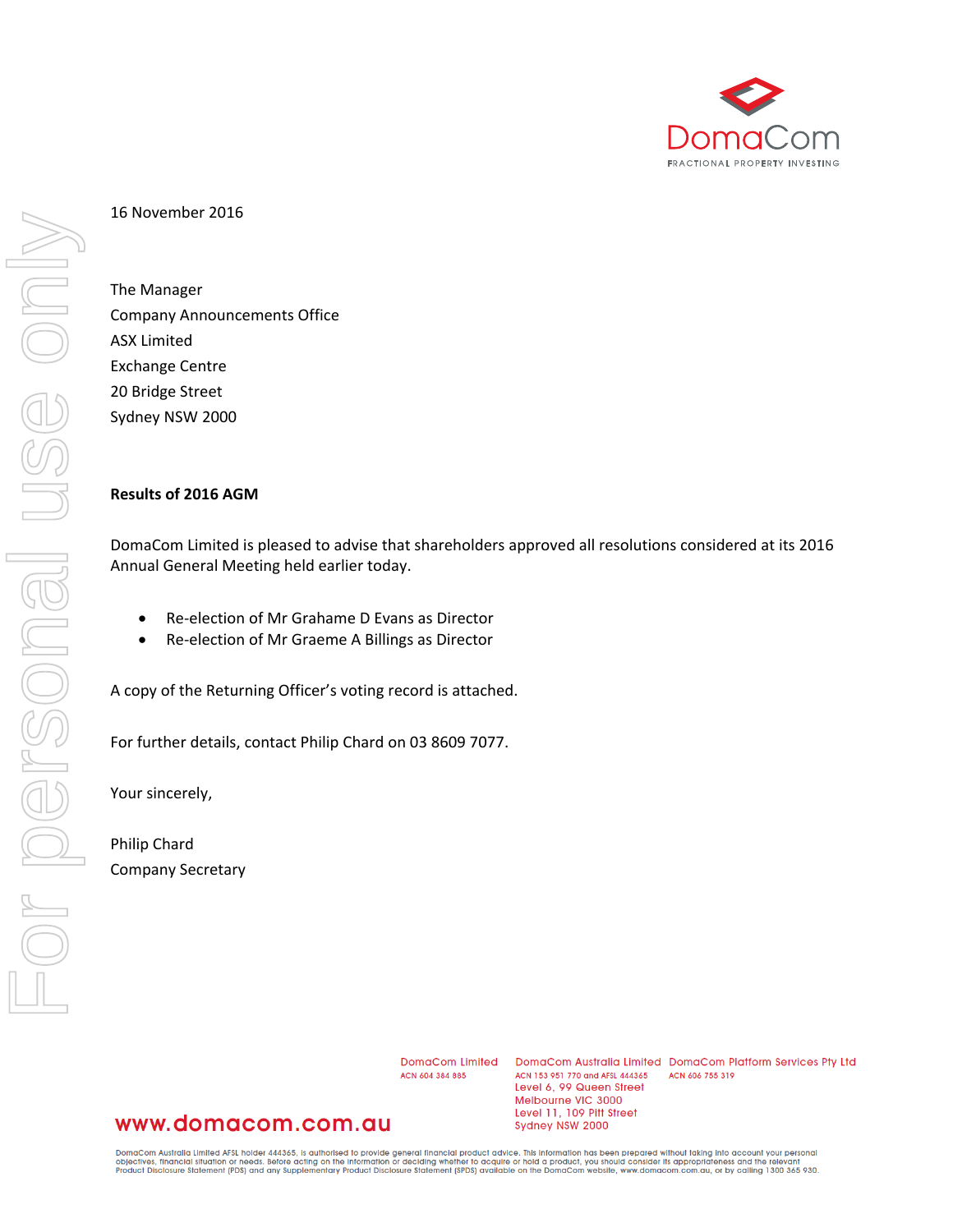16 November 2016

The Manager
Company Announcements Office
ASX Limited
Exchange Centre
20 Bridge Street
Sydney NSW 2000

**Results of 2016 AGM**

DomaCom Limited is pleased to advise that shareholders approved all resolutions considered at its 2016 Annual General Meeting held earlier today.

- Re-election of Mr Grahame D Evans as Director
- Re-election of Mr Graeme A Billings as Director

A copy of the Returning Officer's voting record is attached.

For further details, contact Philip Chard on 03 8609 7077.

Your sincerely,

Philip Chard
Company Secretary

DomaCom Limited
ACN 604 384 885

DomaCom Australia Limited
ACN 153 951 770 and AFSL 444365
Level 6, 99 Queen Street
Melbourne VIC 3000
Level 11, 109 Pitt Street
Sydney NSW 2000

DomaCom Platform Services Pty Ltd
ACN 606 755 319

www.domacom.com.au

DomaCom Australia Limited AFSL holder 444365, is authorised to provide general financial product advice. This information has been prepared without taking into account your personal objectives, financial situation or needs. Before acting on the information or deciding whether to acquire or hold a product, you should consider its appropriateness and the relevant Product Disclosure Statement (PDS) and any Supplementary Product Disclosure Statement (SPDS) available on the DomaCom website, www.domacom.com.au, or by calling 1300 365 930.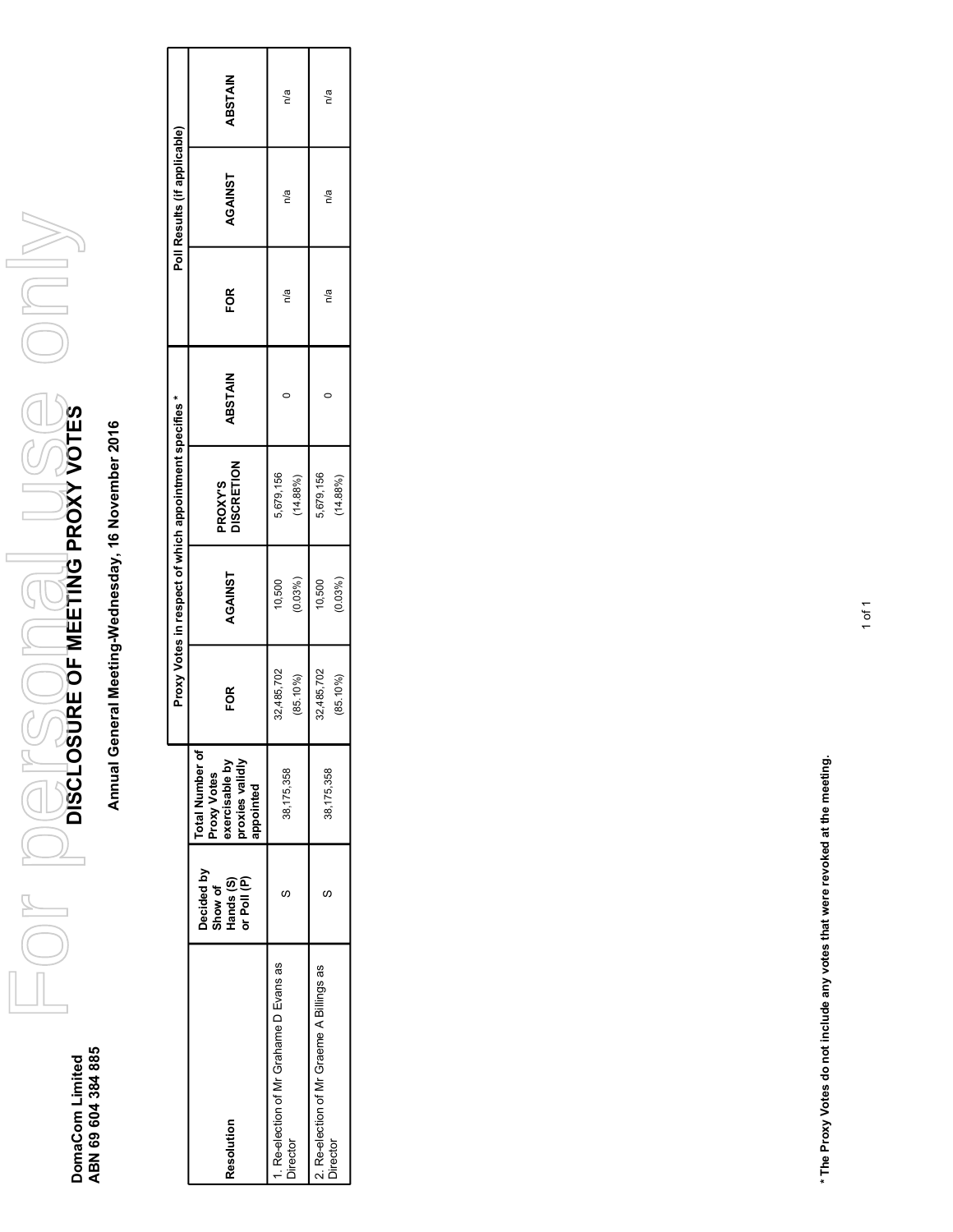DomaCom Limited
ABN 69 604 384 885

# DISCLOSURE OF MEETING PROXY VOTES

## Annual General Meeting-Wednesday, 16 November 2016

| Resolution | Decided by Show of Hands (S) or Poll (P) | Total Number of Proxy Votes exercisable by proxies validly appointed | Proxy Votes in respect of which appointment specifies * | | | | Poll Results (if applicable) | | |
|---|---|---|---|---|---|---|---|---|---|
| | | | FOR | AGAINST | PROXY'S DISCRETION | ABSTAIN | FOR | AGAINST | ABSTAIN |
| 1. Re-election of Mr Grahame D Evans as Director | S | 38,175,358 | 32,485,702 (85.10%) | 10,500 (0.03%) | 5,679,156 (14.88%) | 0 | n/a | n/a | n/a |
| 2. Re-election of Mr Graeme A Billings as Director | S | 38,175,358 | 32,485,702 (85.10%) | 10,500 (0.03%) | 5,679,156 (14.88%) | 0 | n/a | n/a | n/a |

**\* The Proxy Votes do not include any votes that were revoked at the meeting.**